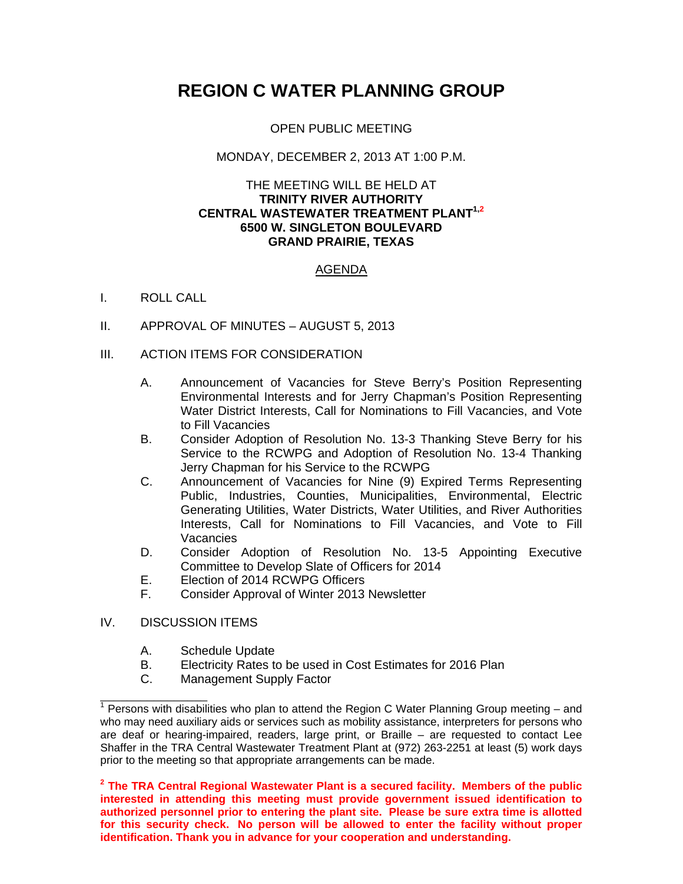# REGION C WATER PLANNING GROUP

OPEN PUBLIC MEETING

MONDAY, DECEMBER 2, 2013 AT 1:00 P.M.

THE MEETING WILL BE HELD AT
**TRINITY RIVER AUTHORITY**
**CENTRAL WASTEWATER TREATMENT PLANT[1,2]**
**6500 W. SINGLETON BOULEVARD**
**GRAND PRAIRIE, TEXAS**

<u>AGENDA</u>

I. ROLL CALL

II. APPROVAL OF MINUTES – AUGUST 5, 2013

III. ACTION ITEMS FOR CONSIDERATION

   A. Announcement of Vacancies for Steve Berry's Position Representing Environmental Interests and for Jerry Chapman's Position Representing Water District Interests, Call for Nominations to Fill Vacancies, and Vote to Fill Vacancies
   B. Consider Adoption of Resolution No. 13-3 Thanking Steve Berry for his Service to the RCWPG and Adoption of Resolution No. 13-4 Thanking Jerry Chapman for his Service to the RCWPG
   C. Announcement of Vacancies for Nine (9) Expired Terms Representing Public, Industries, Counties, Municipalities, Environmental, Electric Generating Utilities, Water Districts, Water Utilities, and River Authorities Interests, Call for Nominations to Fill Vacancies, and Vote to Fill Vacancies
   D. Consider Adoption of Resolution No. 13-5 Appointing Executive Committee to Develop Slate of Officers for 2014
   E. Election of 2014 RCWPG Officers
   F. Consider Approval of Winter 2013 Newsletter

IV. DISCUSSION ITEMS

   A. Schedule Update
   B. Electricity Rates to be used in Cost Estimates for 2016 Plan
   C. Management Supply Factor

---

[1] Persons with disabilities who plan to attend the Region C Water Planning Group meeting – and who may need auxiliary aids or services such as mobility assistance, interpreters for persons who are deaf or hearing-impaired, readers, large print, or Braille – are requested to contact Lee Shaffer in the TRA Central Wastewater Treatment Plant at (972) 263-2251 at least (5) work days prior to the meeting so that appropriate arrangements can be made.

**[2] The TRA Central Regional Wastewater Plant is a secured facility. Members of the public interested in attending this meeting must provide government issued identification to authorized personnel prior to entering the plant site. Please be sure extra time is allotted for this security check. No person will be allowed to enter the facility without proper identification. Thank you in advance for your cooperation and understanding.**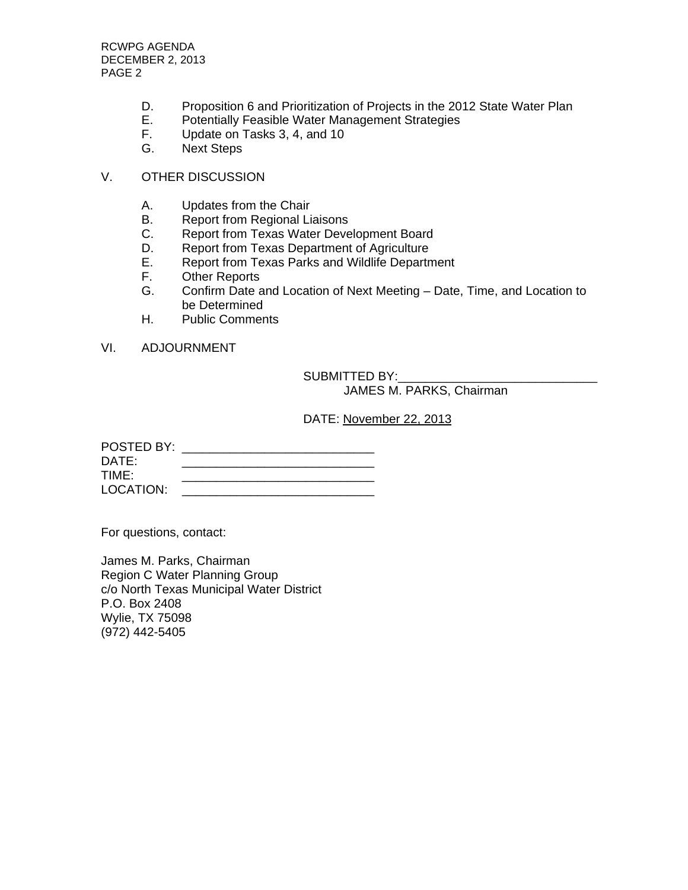D. Proposition 6 and Prioritization of Projects in the 2012 State Water Plan
E. Potentially Feasible Water Management Strategies
F. Update on Tasks 3, 4, and 10
G. Next Steps

V. OTHER DISCUSSION

A. Updates from the Chair
B. Report from Regional Liaisons
C. Report from Texas Water Development Board
D. Report from Texas Department of Agriculture
E. Report from Texas Parks and Wildlife Department
F. Other Reports
G. Confirm Date and Location of Next Meeting – Date, Time, and Location to be Determined
H. Public Comments

VI. ADJOURNMENT

SUBMITTED BY:_____________________________
JAMES M. PARKS, Chairman

DATE: November 22, 2013

POSTED BY: ____________________________
DATE: ____________________________
TIME: ____________________________
LOCATION: ____________________________

For questions, contact:

James M. Parks, Chairman
Region C Water Planning Group
c/o North Texas Municipal Water District
P.O. Box 2408
Wylie, TX 75098
(972) 442-5405